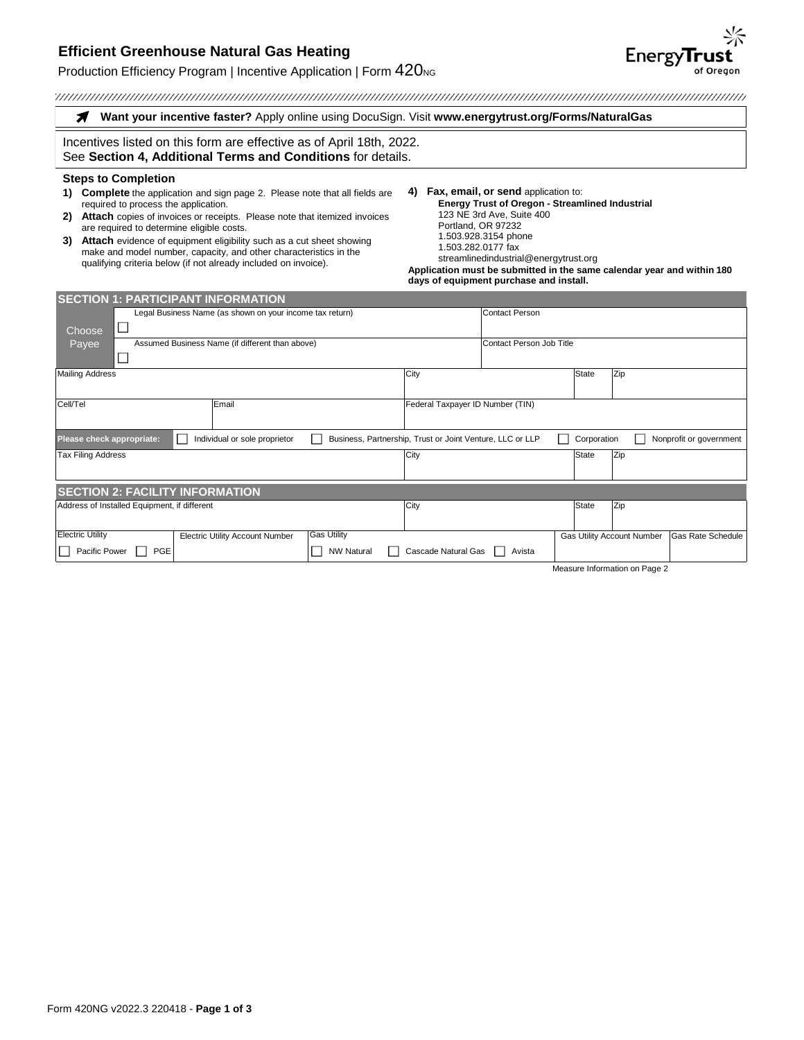# Efficient Greenhouse Natural Gas Heating

Production Efficiency Program | Incentive Application | Form 420NG

**Want your incentive faster?** Apply online using DocuSign. Visit **www.energytrust.org/Forms/NaturalGas**

Incentives listed on this form are effective as of April 18th, 2022.
See **Section 4, Additional Terms and Conditions** for details.

### Steps to Completion

1) **Complete** the application and sign page 2. Please note that all fields are required to process the application.
2) **Attach** copies of invoices or receipts. Please note that itemized invoices are required to determine eligible costs.
3) **Attach** evidence of equipment eligibility such as a cut sheet showing make and model number, capacity, and other characteristics in the qualifying criteria below (if not already included on invoice).
4) **Fax, email, or send** application to:
   **Energy Trust of Oregon - Streamlined Industrial**
   123 NE 3rd Ave, Suite 400
   Portland, OR 97232
   1.503.928.3154 phone
   1.503.282.0177 fax
   streamlinedindustrial@energytrust.org

**Application must be submitted in the same calendar year and within 180 days of equipment purchase and install.**

## SECTION 1: PARTICIPANT INFORMATION

| Choose Payee | | | | |
|---|---|---|---|---|
| ☐ | Legal Business Name (as shown on your income tax return) | | Contact Person | |
| ☐ | Assumed Business Name (if different than above) | | Contact Person Job Title | |
| Mailing Address | | City | State | Zip |
| Cell/Tel | Email | Federal Taxpayer ID Number (TIN) | | |

**Please check appropriate:** ☐ Individual or sole proprietor ☐ Business, Partnership, Trust or Joint Venture, LLC or LLP ☐ Corporation ☐ Nonprofit or government

| Tax Filing Address | City | State | Zip |
|---|---|---|---|
| | | | |

## SECTION 2: FACILITY INFORMATION

| Address of Installed Equipment, if different | City | State | Zip |
|---|---|---|---|
| | | | |

| Electric Utility | Electric Utility Account Number | Gas Utility | Gas Utility Account Number | Gas Rate Schedule |
|---|---|---|---|---|
| ☐ Pacific Power ☐ PGE | | ☐ NW Natural ☐ Cascade Natural Gas ☐ Avista | | |

Measure Information on Page 2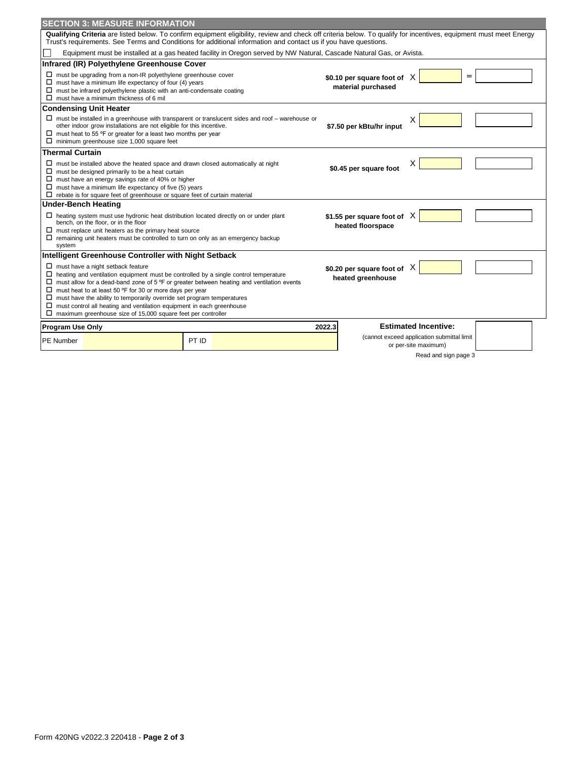## SECTION 3: MEASURE INFORMATION

**Qualifying Criteria** are listed below. To confirm equipment eligibility, review and check off criteria below. To qualify for incentives, equipment must meet Energy Trust's requirements. See Terms and Conditions for additional information and contact us if you have questions.

☐ Equipment must be installed at a gas heated facility in Oregon served by NW Natural, Cascade Natural Gas, or Avista.

### Infrared (IR) Polyethylene Greenhouse Cover

- ☐ must be upgrading from a non-IR polyethylene greenhouse cover
- ☐ must have a minimum life expectancy of four (4) years
- ☐ must be infrared polyethylene plastic with an anti-condensate coating
- ☐ must have a minimum thickness of 6 mil

**\$0.10 per square foot of material purchased** X ______ = ______

### Condensing Unit Heater

- ☐ must be installed in a greenhouse with transparent or translucent sides and roof – warehouse or other indoor grow installations are not eligible for this incentive.
- ☐ must heat to 55 ºF or greater for a least two months per year
- ☐ minimum greenhouse size 1,000 square feet

**\$7.50 per kBtu/hr input** X ______ ______

### Thermal Curtain

- ☐ must be installed above the heated space and drawn closed automatically at night
- ☐ must be designed primarily to be a heat curtain
- ☐ must have an energy savings rate of 40% or higher
- ☐ must have a minimum life expectancy of five (5) years
- ☐ rebate is for square feet of greenhouse or square feet of curtain material

**\$0.45 per square foot** X ______ ______

### Under-Bench Heating

- ☐ heating system must use hydronic heat distribution located directly on or under plant bench, on the floor, or in the floor
- ☐ must replace unit heaters as the primary heat source
- ☐ remaining unit heaters must be controlled to turn on only as an emergency backup system

**\$1.55 per square foot of heated floorspace** X ______ ______

### Intelligent Greenhouse Controller with Night Setback

- ☐ must have a night setback feature
- ☐ heating and ventilation equipment must be controlled by a single control temperature
- ☐ must allow for a dead-band zone of 5 ºF or greater between heating and ventilation events
- ☐ must heat to at least 50 ºF for 30 or more days per year
- ☐ must have the ability to temporarily override set program temperatures
- ☐ must control all heating and ventilation equipment in each greenhouse
- ☐ maximum greenhouse size of 15,000 square feet per controller

**\$0.20 per square foot of heated greenhouse** X ______ ______

| Program Use Only | | | 2022.3 |
|---|---|---|---|
| PE Number | | PT ID | |

**Estimated Incentive:** ______
(cannot exceed application submittal limit or per-site maximum)

Read and sign page 3

Form 420NG v2022.3 220418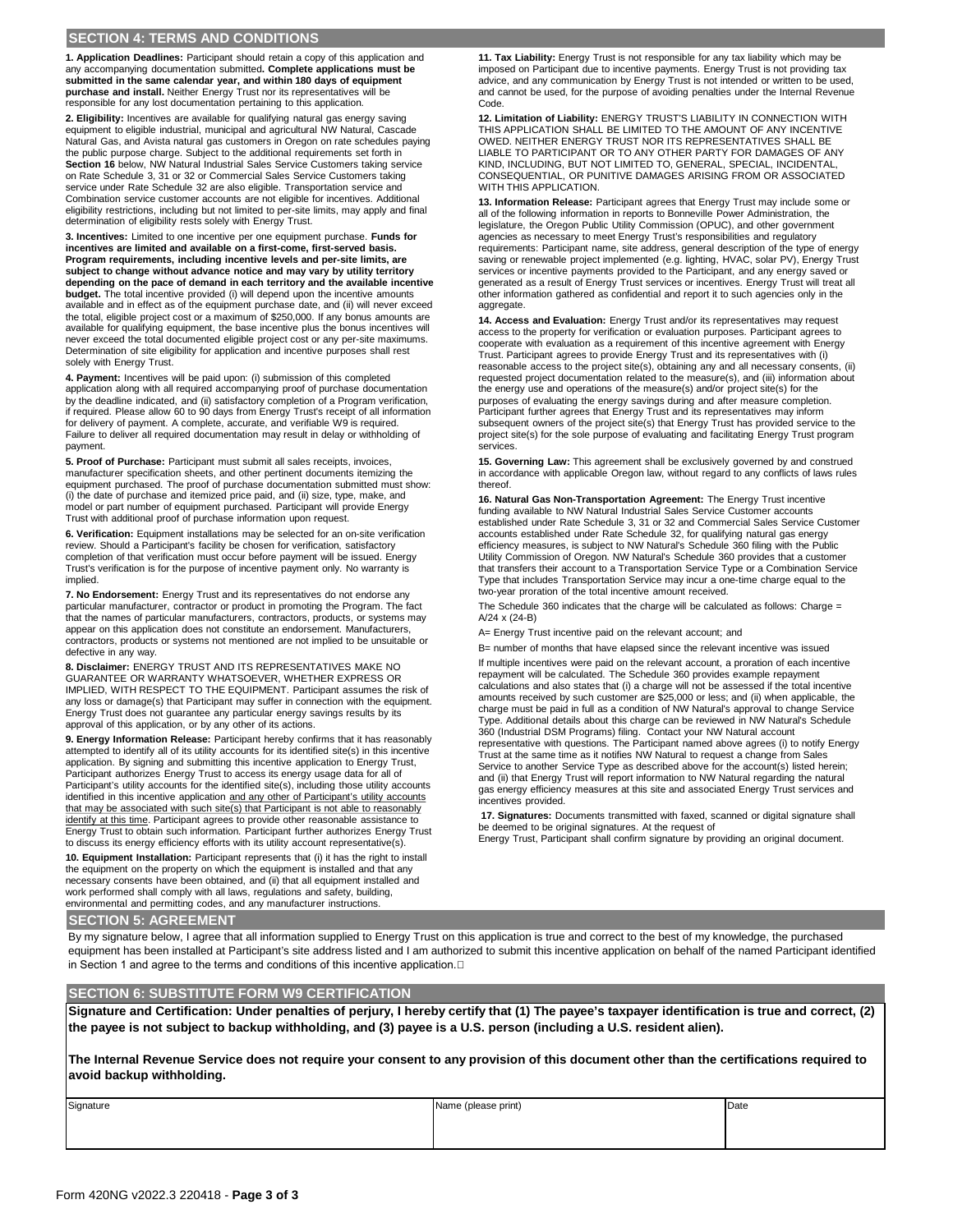## SECTION 4: TERMS AND CONDITIONS

**1. Application Deadlines:** Participant should retain a copy of this application and any accompanying documentation submitted**. Complete applications must be submitted in the same calendar year, and within 180 days of equipment purchase and install.** Neither Energy Trust nor its representatives will be responsible for any lost documentation pertaining to this application.

**2. Eligibility:** Incentives are available for qualifying natural gas energy saving equipment to eligible industrial, municipal and agricultural NW Natural, Cascade Natural Gas, and Avista natural gas customers in Oregon on rate schedules paying the public purpose charge. Subject to the additional requirements set forth in **Section 16** below, NW Natural Industrial Sales Service Customers taking service on Rate Schedule 3, 31 or 32 or Commercial Sales Service Customers taking service under Rate Schedule 32 are also eligible. Transportation service and Combination service customer accounts are not eligible for incentives. Additional eligibility restrictions, including but not limited to per-site limits, may apply and final determination of eligibility rests solely with Energy Trust.

**3. Incentives:** Limited to one incentive per one equipment purchase. **Funds for incentives are limited and available on a first-come, first-served basis. Program requirements, including incentive levels and per-site limits, are subject to change without advance notice and may vary by utility territory depending on the pace of demand in each territory and the available incentive budget.** The total incentive provided (i) will depend upon the incentive amounts available and in effect as of the equipment purchase date, and (ii) will never exceed the total, eligible project cost or a maximum of $250,000. If any bonus amounts are available for qualifying equipment, the base incentive plus the bonus incentives will never exceed the total documented eligible project cost or any per-site maximums. Determination of site eligibility for application and incentive purposes shall rest solely with Energy Trust.

**4. Payment:** Incentives will be paid upon: (i) submission of this completed application along with all required accompanying proof of purchase documentation by the deadline indicated, and (ii) satisfactory completion of a Program verification, if required. Please allow 60 to 90 days from Energy Trust's receipt of all information for delivery of payment. A complete, accurate, and verifiable W9 is required. Failure to deliver all required documentation may result in delay or withholding of payment.

**5. Proof of Purchase:** Participant must submit all sales receipts, invoices, manufacturer specification sheets, and other pertinent documents itemizing the equipment purchased. The proof of purchase documentation submitted must show: (i) the date of purchase and itemized price paid, and (ii) size, type, make, and model or part number of equipment purchased. Participant will provide Energy Trust with additional proof of purchase information upon request.

**6. Verification:** Equipment installations may be selected for an on-site verification review. Should a Participant's facility be chosen for verification, satisfactory completion of that verification must occur before payment will be issued. Energy Trust's verification is for the purpose of incentive payment only. No warranty is implied.

**7. No Endorsement:** Energy Trust and its representatives do not endorse any particular manufacturer, contractor or product in promoting the Program. The fact that the names of particular manufacturers, contractors, products, or systems may appear on this application does not constitute an endorsement. Manufacturers, contractors, products or systems not mentioned are not implied to be unsuitable or defective in any way.

**8. Disclaimer:** ENERGY TRUST AND ITS REPRESENTATIVES MAKE NO GUARANTEE OR WARRANTY WHATSOEVER, WHETHER EXPRESS OR IMPLIED, WITH RESPECT TO THE EQUIPMENT. Participant assumes the risk of any loss or damage(s) that Participant may suffer in connection with the equipment. Energy Trust does not guarantee any particular energy savings results by its approval of this application, or by any other of its actions.

**9. Energy Information Release:** Participant hereby confirms that it has reasonably attempted to identify all of its utility accounts for its identified site(s) in this incentive application. By signing and submitting this incentive application to Energy Trust, Participant authorizes Energy Trust to access its energy usage data for all of Participant's utility accounts for the identified site(s), including those utility accounts identified in this incentive application and any other of Participant's utility accounts that may be associated with such site(s) that Participant is not able to reasonably identify at this time. Participant agrees to provide other reasonable assistance to Energy Trust to obtain such information. Participant further authorizes Energy Trust to discuss its energy efficiency efforts with its utility account representative(s).

**10. Equipment Installation:** Participant represents that (i) it has the right to install the equipment on the property on which the equipment is installed and that any necessary consents have been obtained, and (ii) that all equipment installed and work performed shall comply with all laws, regulations and safety, building, environmental and permitting codes, and any manufacturer instructions.

**11. Tax Liability:** Energy Trust is not responsible for any tax liability which may be imposed on Participant due to incentive payments. Energy Trust is not providing tax advice, and any communication by Energy Trust is not intended or written to be used, and cannot be used, for the purpose of avoiding penalties under the Internal Revenue Code.

**12. Limitation of Liability:** ENERGY TRUST'S LIABILITY IN CONNECTION WITH THIS APPLICATION SHALL BE LIMITED TO THE AMOUNT OF ANY INCENTIVE OWED. NEITHER ENERGY TRUST NOR ITS REPRESENTATIVES SHALL BE LIABLE TO PARTICIPANT OR TO ANY OTHER PARTY FOR DAMAGES OF ANY KIND, INCLUDING, BUT NOT LIMITED TO, GENERAL, SPECIAL, INCIDENTAL, CONSEQUENTIAL, OR PUNITIVE DAMAGES ARISING FROM OR ASSOCIATED WITH THIS APPLICATION.

**13. Information Release:** Participant agrees that Energy Trust may include some or all of the following information in reports to Bonneville Power Administration, the legislature, the Oregon Public Utility Commission (OPUC), and other government agencies as necessary to meet Energy Trust's responsibilities and regulatory requirements: Participant name, site address, general description of the type of energy saving or renewable project implemented (e.g. lighting, HVAC, solar PV), Energy Trust services or incentive payments provided to the Participant, and any energy saved or generated as a result of Energy Trust services or incentives. Energy Trust will treat all other information gathered as confidential and report it to such agencies only in the aggregate.

**14. Access and Evaluation:** Energy Trust and/or its representatives may request access to the property for verification or evaluation purposes. Participant agrees to cooperate with evaluation as a requirement of this incentive agreement with Energy Trust. Participant agrees to provide Energy Trust and its representatives with (i) reasonable access to the project site(s), obtaining any and all necessary consents, (ii) requested project documentation related to the measure(s), and (iii) information about the energy use and operations of the measure(s) and/or project site(s) for the purposes of evaluating the energy savings during and after measure completion. Participant further agrees that Energy Trust and its representatives may inform subsequent owners of the project site(s) that Energy Trust has provided service to the project site(s) for the sole purpose of evaluating and facilitating Energy Trust program services.

**15. Governing Law:** This agreement shall be exclusively governed by and construed in accordance with applicable Oregon law, without regard to any conflicts of laws rules thereof.

**16. Natural Gas Non-Transportation Agreement:** The Energy Trust incentive funding available to NW Natural Industrial Sales Service Customer accounts established under Rate Schedule 3, 31 or 32 and Commercial Sales Service Customer accounts established under Rate Schedule 32, for qualifying natural gas energy efficiency measures, is subject to NW Natural's Schedule 360 filing with the Public Utility Commission of Oregon. NW Natural's Schedule 360 provides that a customer that transfers their account to a Transportation Service Type or a Combination Service Type that includes Transportation Service may incur a one-time charge equal to the two-year proration of the total incentive amount received.

The Schedule 360 indicates that the charge will be calculated as follows: Charge = $A/24 \times (24\text{-}B)$

A= Energy Trust incentive paid on the relevant account; and

B= number of months that have elapsed since the relevant incentive was issued

If multiple incentives were paid on the relevant account, a proration of each incentive repayment will be calculated. The Schedule 360 provides example repayment calculations and also states that (i) a charge will not be assessed if the total incentive amounts received by such customer are $25,000 or less; and (ii) when applicable, the charge must be paid in full as a condition of NW Natural's approval to change Service Type. Additional details about this charge can be reviewed in NW Natural's Schedule 360 (Industrial DSM Programs) filing. Contact your NW Natural account representative with questions. The Participant named above agrees (i) to notify Energy Trust at the same time as it notifies NW Natural to request a change from Sales Service to another Service Type as described above for the account(s) listed herein; and (ii) that Energy Trust will report information to NW Natural regarding the natural gas energy efficiency measures at this site and associated Energy Trust services and incentives provided.

**17. Signatures:** Documents transmitted with faxed, scanned or digital signature shall be deemed to be original signatures. At the request of Energy Trust, Participant shall confirm signature by providing an original document.

## SECTION 5: AGREEMENT

By my signature below, I agree that all information supplied to Energy Trust on this application is true and correct to the best of my knowledge, the purchased equipment has been installed at Participant's site address listed and I am authorized to submit this incentive application on behalf of the named Participant identified in Section 1 and agree to the terms and conditions of this incentive application.

## SECTION 6: SUBSTITUTE FORM W9 CERTIFICATION

**Signature and Certification: Under penalties of perjury, I hereby certify that (1) The payee's taxpayer identification is true and correct, (2) the payee is not subject to backup withholding, and (3) payee is a U.S. person (including a U.S. resident alien).**

**The Internal Revenue Service does not require your consent to any provision of this document other than the certifications required to avoid backup withholding.**

| Signature | Name (please print) | Date |
| --- | --- | --- |
| | | |

Form 420NG v2022.3 220418